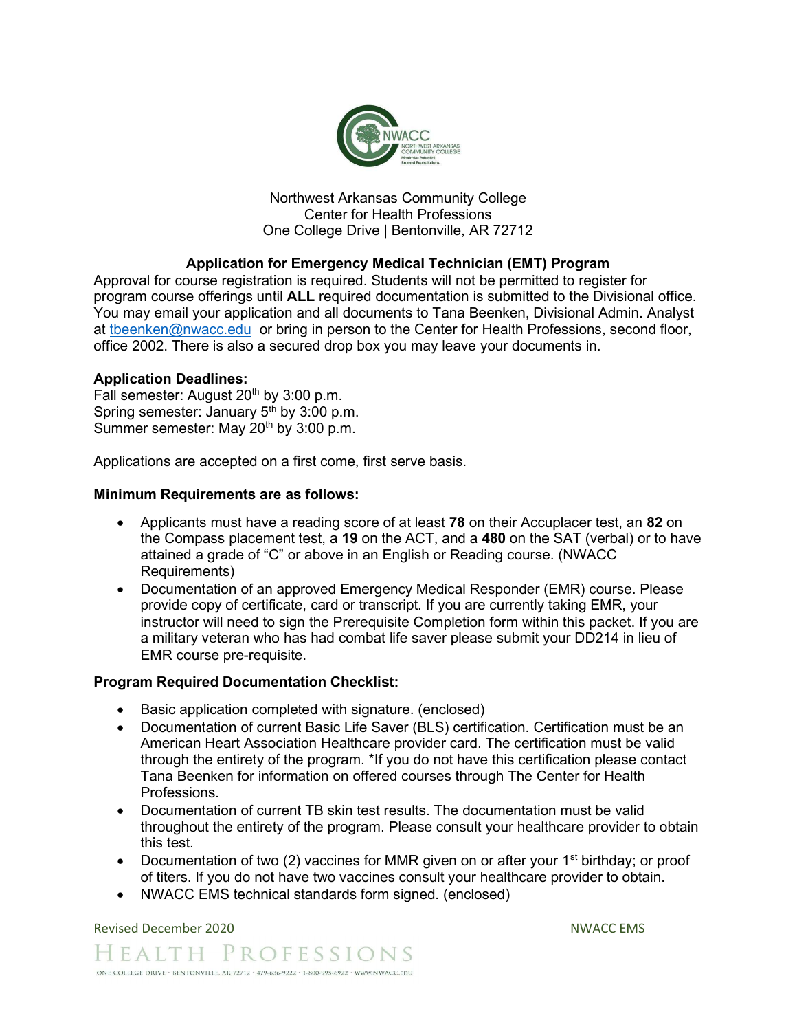Northwest Arkansas Community College
Center for Health Professions
One College Drive | Bentonville, AR 72712

## Application for Emergency Medical Technician (EMT) Program

Approval for course registration is required. Students will not be permitted to register for program course offerings until **ALL** required documentation is submitted to the Divisional office. You may email your application and all documents to Tana Beenken, Divisional Admin. Analyst at tbeenken@nwacc.edu or bring in person to the Center for Health Professions, second floor, office 2002. There is also a secured drop box you may leave your documents in.

**Application Deadlines:**
Fall semester: August 20th by 3:00 p.m.
Spring semester: January 5th by 3:00 p.m.
Summer semester: May 20th by 3:00 p.m.

Applications are accepted on a first come, first serve basis.

**Minimum Requirements are as follows:**

- Applicants must have a reading score of at least **78** on their Accuplacer test, an **82** on the Compass placement test, a **19** on the ACT, and a **480** on the SAT (verbal) or to have attained a grade of "C" or above in an English or Reading course. (NWACC Requirements)
- Documentation of an approved Emergency Medical Responder (EMR) course. Please provide copy of certificate, card or transcript. If you are currently taking EMR, your instructor will need to sign the Prerequisite Completion form within this packet. If you are a military veteran who has had combat life saver please submit your DD214 in lieu of EMR course pre-requisite.

**Program Required Documentation Checklist:**

- Basic application completed with signature. (enclosed)
- Documentation of current Basic Life Saver (BLS) certification. Certification must be an American Heart Association Healthcare provider card. The certification must be valid through the entirety of the program. *If you do not have this certification please contact Tana Beenken for information on offered courses through The Center for Health Professions.
- Documentation of current TB skin test results. The documentation must be valid throughout the entirety of the program. Please consult your healthcare provider to obtain this test.
- Documentation of two (2) vaccines for MMR given on or after your 1st birthday; or proof of titers. If you do not have two vaccines consult your healthcare provider to obtain.
- NWACC EMS technical standards form signed. (enclosed)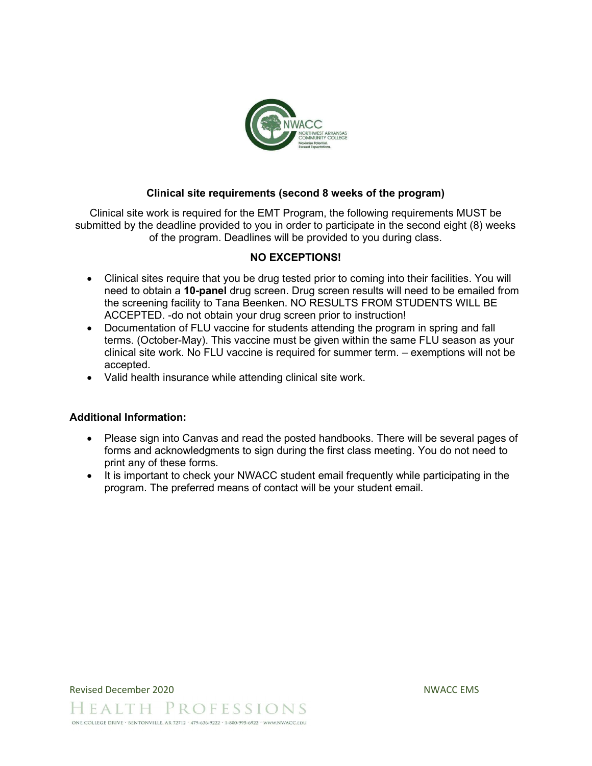### Clinical site requirements (second 8 weeks of the program)

Clinical site work is required for the EMT Program, the following requirements MUST be submitted by the deadline provided to you in order to participate in the second eight (8) weeks of the program. Deadlines will be provided to you during class.

**NO EXCEPTIONS!**

- Clinical sites require that you be drug tested prior to coming into their facilities. You will need to obtain a **10-panel** drug screen. Drug screen results will need to be emailed from the screening facility to Tana Beenken. NO RESULTS FROM STUDENTS WILL BE ACCEPTED. -do not obtain your drug screen prior to instruction!
- Documentation of FLU vaccine for students attending the program in spring and fall terms. (October-May). This vaccine must be given within the same FLU season as your clinical site work. No FLU vaccine is required for summer term. – exemptions will not be accepted.
- Valid health insurance while attending clinical site work.

**Additional Information:**

- Please sign into Canvas and read the posted handbooks. There will be several pages of forms and acknowledgments to sign during the first class meeting. You do not need to print any of these forms.
- It is important to check your NWACC student email frequently while participating in the program. The preferred means of contact will be your student email.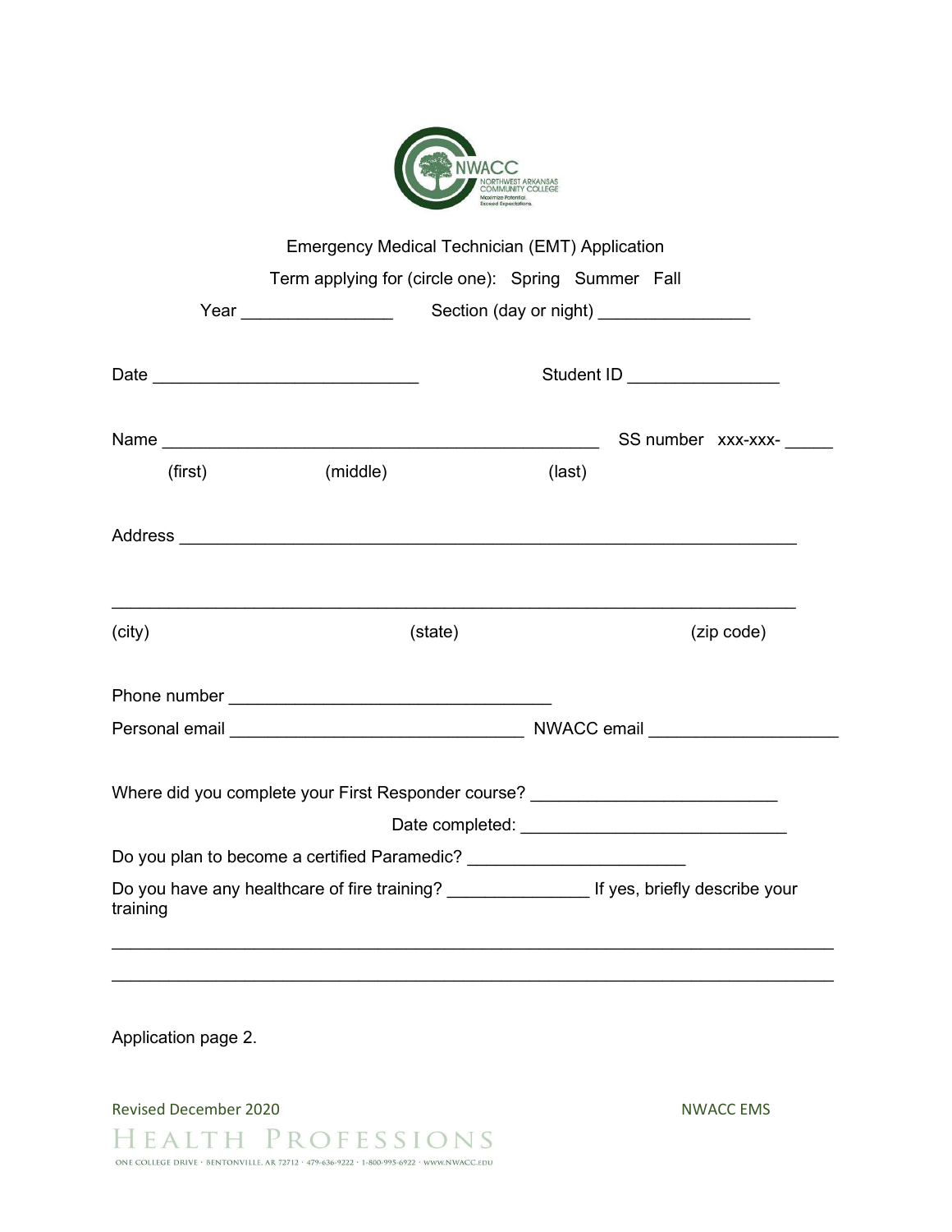Emergency Medical Technician (EMT) Application

Term applying for (circle one): Spring Summer Fall

Year ________________ Section (day or night) ________________

Date ____________________________ Student ID ________________

Name ______________________________________________ SS number xxx-xxx- _____

(first) (middle) (last)

Address _________________________________________________________________

_________________________________________________________________________

(city) (state) (zip code)

Phone number __________________________________

Personal email _______________________________ NWACC email ___________________

Where did you complete your First Responder course? __________________________

Date completed: ____________________________

Do you plan to become a certified Paramedic? _______________________

Do you have any healthcare of fire training? _______________ If yes, briefly describe your training

_________________________________________________________________________

_________________________________________________________________________

Application page 2.

Revised December 2020

NWACC EMS

HEALTH PROFESSIONS

ONE COLLEGE DRIVE · BENTONVILLE, AR 72712 · 479-636-9222 · 1-800-995-6922 · WWW.NWACC.EDU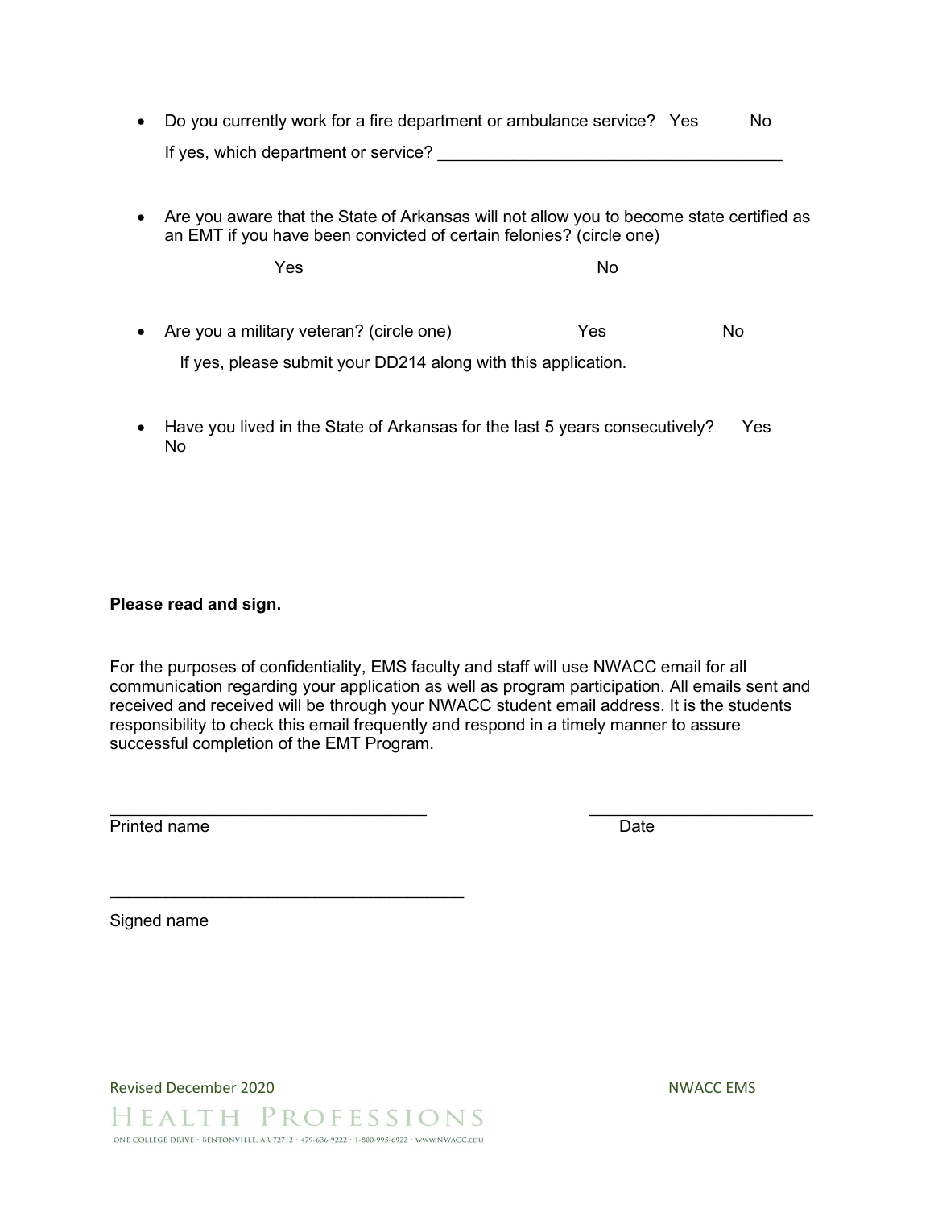- Do you currently work for a fire department or ambulance service? Yes No

  If yes, which department or service? ______________________________________

- Are you aware that the State of Arkansas will not allow you to become state certified as an EMT if you have been convicted of certain felonies? (circle one)

  Yes No

- Are you a military veteran? (circle one) Yes No

  If yes, please submit your DD214 along with this application.

- Have you lived in the State of Arkansas for the last 5 years consecutively? Yes No

**Please read and sign.**

For the purposes of confidentiality, EMS faculty and staff will use NWACC email for all communication regarding your application as well as program participation. All emails sent and received and received will be through your NWACC student email address. It is the students responsibility to check this email frequently and respond in a timely manner to assure successful completion of the EMT Program.

___________________________________ _________________________

Printed name Date

_______________________________________

Signed name

Revised December 2020 NWACC EMS

HEALTH PROFESSIONS

ONE COLLEGE DRIVE · BENTONVILLE, AR 72712 · 479-636-9222 · 1-800-995-6922 · WWW.NWACC.EDU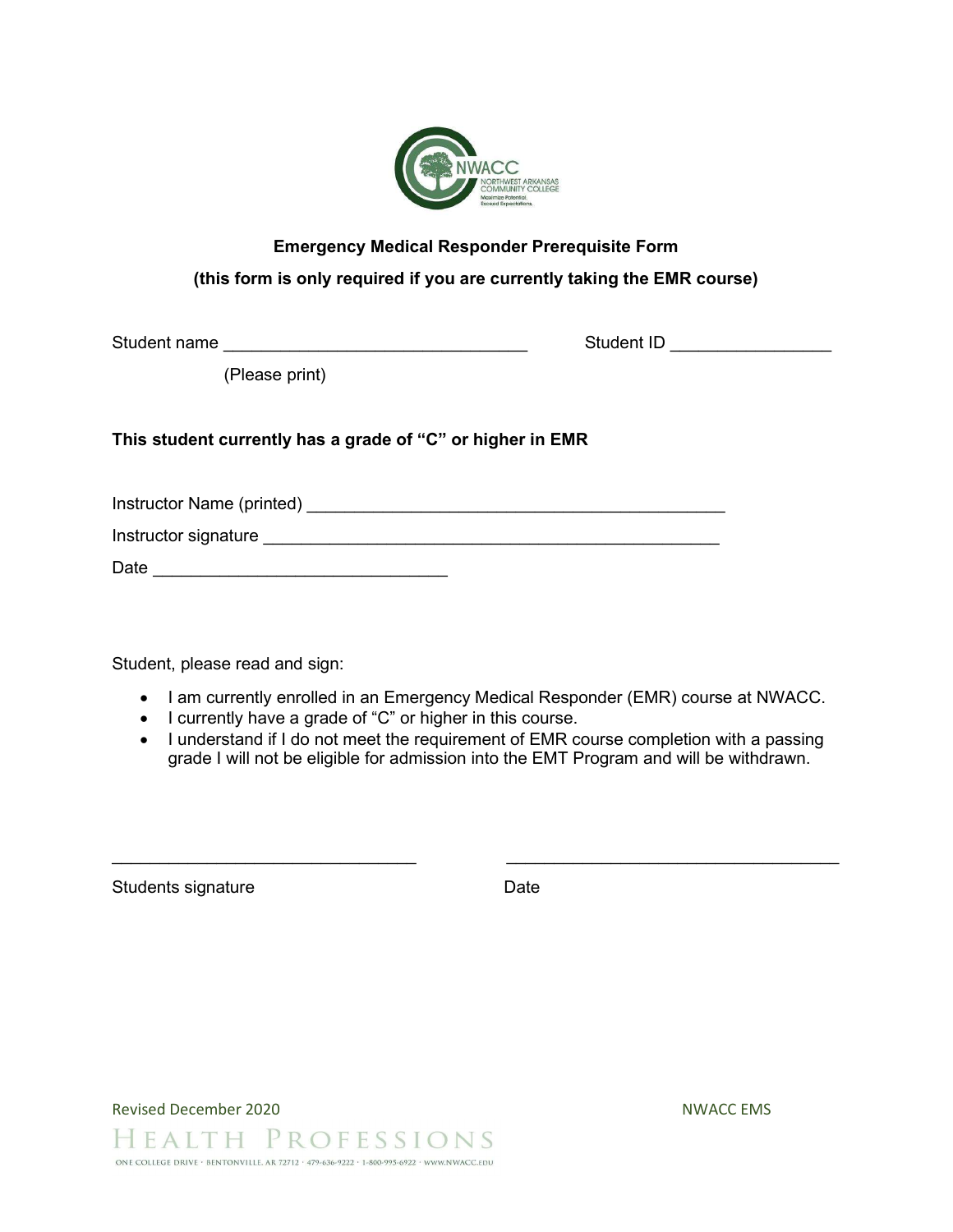**Emergency Medical Responder Prerequisite Form**

**(this form is only required if you are currently taking the EMR course)**

Student name ________________________________ Student ID ________________

(Please print)

**This student currently has a grade of “C” or higher in EMR**

Instructor Name (printed) ____________________________________________

Instructor signature ________________________________________________

Date _______________________________

Student, please read and sign:

- I am currently enrolled in an Emergency Medical Responder (EMR) course at NWACC.
- I currently have a grade of “C” or higher in this course.
- I understand if I do not meet the requirement of EMR course completion with a passing grade I will not be eligible for admission into the EMT Program and will be withdrawn.

________________________________ ___________________________________

Students signature Date

Revised December 2020 NWACC EMS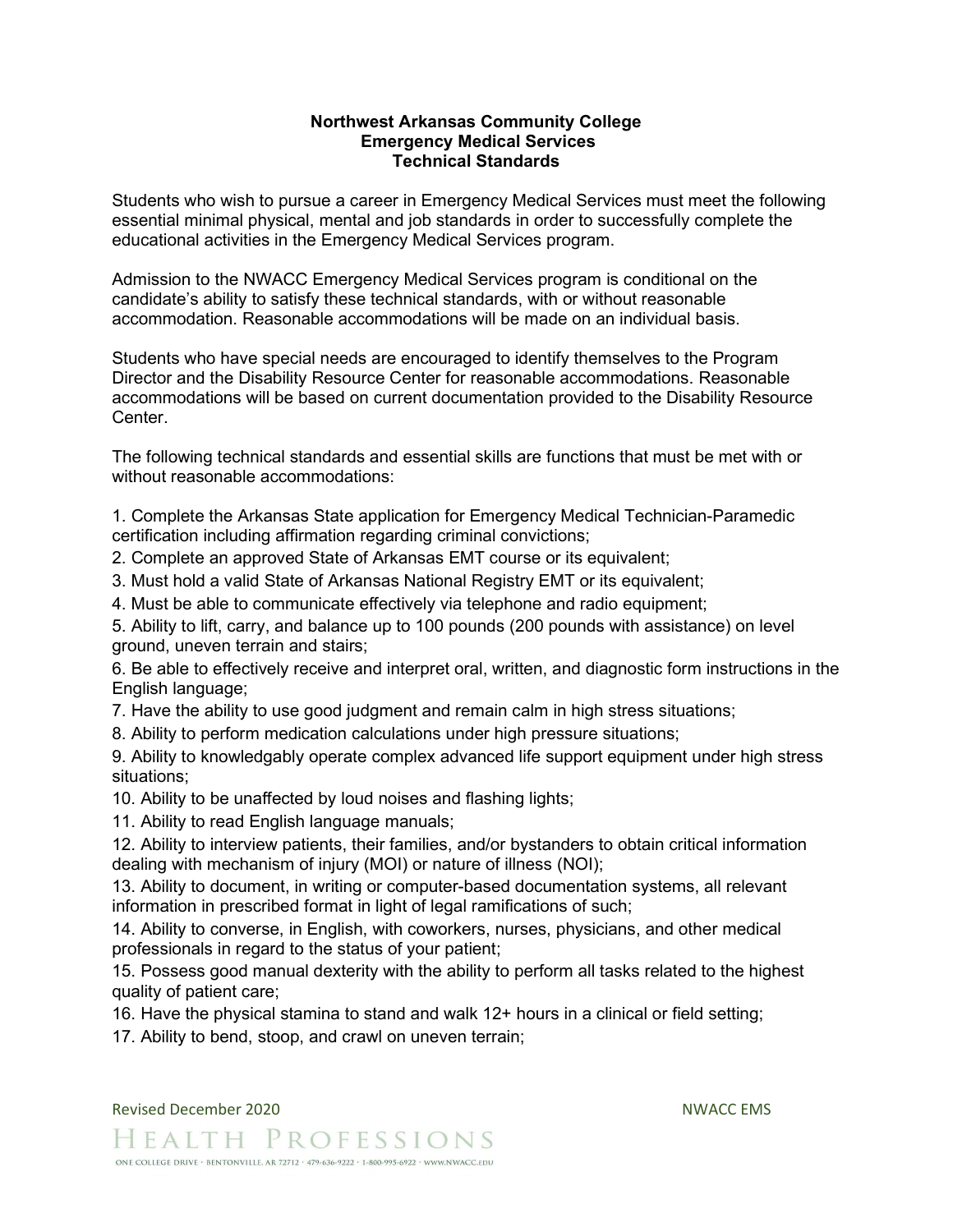**Northwest Arkansas Community College**
**Emergency Medical Services**
**Technical Standards**

Students who wish to pursue a career in Emergency Medical Services must meet the following essential minimal physical, mental and job standards in order to successfully complete the educational activities in the Emergency Medical Services program.

Admission to the NWACC Emergency Medical Services program is conditional on the candidate's ability to satisfy these technical standards, with or without reasonable accommodation. Reasonable accommodations will be made on an individual basis.

Students who have special needs are encouraged to identify themselves to the Program Director and the Disability Resource Center for reasonable accommodations. Reasonable accommodations will be based on current documentation provided to the Disability Resource Center.

The following technical standards and essential skills are functions that must be met with or without reasonable accommodations:

1. Complete the Arkansas State application for Emergency Medical Technician-Paramedic certification including affirmation regarding criminal convictions;
2. Complete an approved State of Arkansas EMT course or its equivalent;
3. Must hold a valid State of Arkansas National Registry EMT or its equivalent;
4. Must be able to communicate effectively via telephone and radio equipment;
5. Ability to lift, carry, and balance up to 100 pounds (200 pounds with assistance) on level ground, uneven terrain and stairs;
6. Be able to effectively receive and interpret oral, written, and diagnostic form instructions in the English language;
7. Have the ability to use good judgment and remain calm in high stress situations;
8. Ability to perform medication calculations under high pressure situations;
9. Ability to knowledgably operate complex advanced life support equipment under high stress situations;
10. Ability to be unaffected by loud noises and flashing lights;
11. Ability to read English language manuals;
12. Ability to interview patients, their families, and/or bystanders to obtain critical information dealing with mechanism of injury (MOI) or nature of illness (NOI);
13. Ability to document, in writing or computer-based documentation systems, all relevant information in prescribed format in light of legal ramifications of such;
14. Ability to converse, in English, with coworkers, nurses, physicians, and other medical professionals in regard to the status of your patient;
15. Possess good manual dexterity with the ability to perform all tasks related to the highest quality of patient care;
16. Have the physical stamina to stand and walk 12+ hours in a clinical or field setting;
17. Ability to bend, stoop, and crawl on uneven terrain;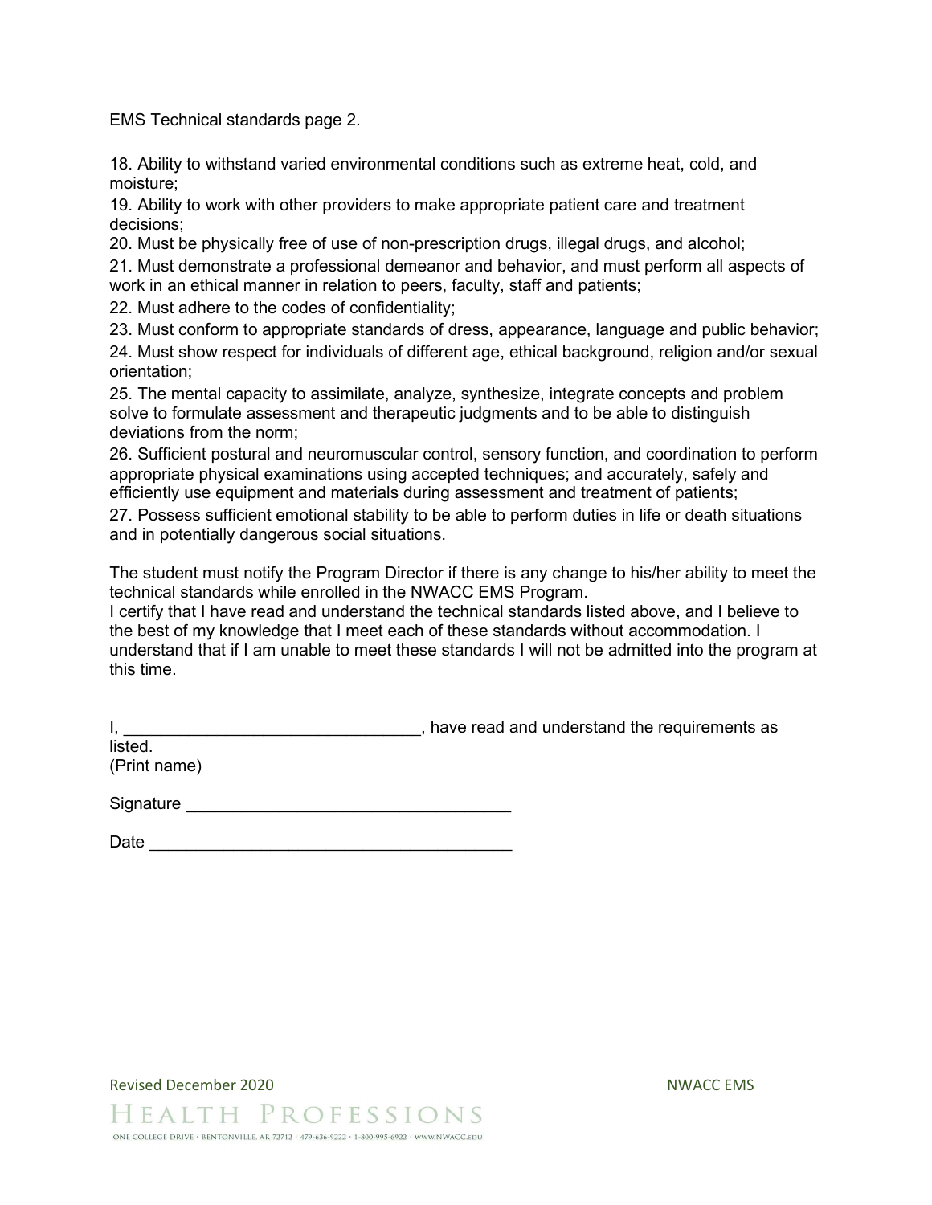EMS Technical standards page 2.

18. Ability to withstand varied environmental conditions such as extreme heat, cold, and moisture;
19. Ability to work with other providers to make appropriate patient care and treatment decisions;
20. Must be physically free of use of non-prescription drugs, illegal drugs, and alcohol;
21. Must demonstrate a professional demeanor and behavior, and must perform all aspects of work in an ethical manner in relation to peers, faculty, staff and patients;
22. Must adhere to the codes of confidentiality;
23. Must conform to appropriate standards of dress, appearance, language and public behavior;
24. Must show respect for individuals of different age, ethical background, religion and/or sexual orientation;
25. The mental capacity to assimilate, analyze, synthesize, integrate concepts and problem solve to formulate assessment and therapeutic judgments and to be able to distinguish deviations from the norm;
26. Sufficient postural and neuromuscular control, sensory function, and coordination to perform appropriate physical examinations using accepted techniques; and accurately, safely and efficiently use equipment and materials during assessment and treatment of patients;
27. Possess sufficient emotional stability to be able to perform duties in life or death situations and in potentially dangerous social situations.

The student must notify the Program Director if there is any change to his/her ability to meet the technical standards while enrolled in the NWACC EMS Program.
I certify that I have read and understand the technical standards listed above, and I believe to the best of my knowledge that I meet each of these standards without accommodation. I understand that if I am unable to meet these standards I will not be admitted into the program at this time.

I, ________________________________, have read and understand the requirements as listed.
(Print name)

Signature ___________________________________

Date _______________________________________

Revised December 2020

NWACC EMS

HEALTH PROFESSIONS

ONE COLLEGE DRIVE · BENTONVILLE, AR 72712 · 479-636-9222 · 1-800-995-6922 · WWW.NWACC.EDU